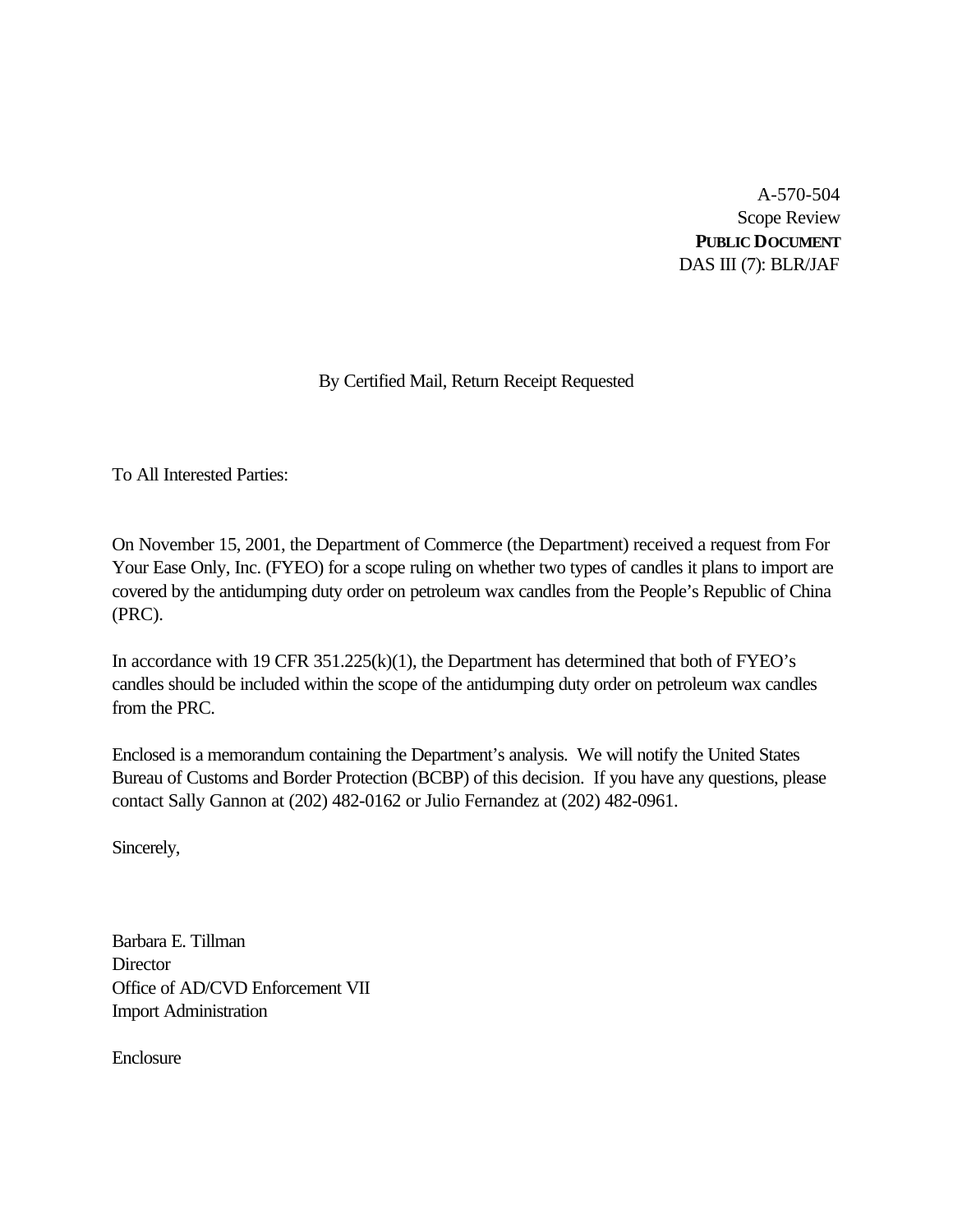A-570-504
Scope Review
**PUBLIC DOCUMENT**
DAS III (7): BLR/JAF

By Certified Mail, Return Receipt Requested

To All Interested Parties:

On November 15, 2001, the Department of Commerce (the Department) received a request from For Your Ease Only, Inc. (FYEO) for a scope ruling on whether two types of candles it plans to import are covered by the antidumping duty order on petroleum wax candles from the People's Republic of China (PRC).

In accordance with 19 CFR 351.225(k)(1), the Department has determined that both of FYEO's candles should be included within the scope of the antidumping duty order on petroleum wax candles from the PRC.

Enclosed is a memorandum containing the Department's analysis. We will notify the United States Bureau of Customs and Border Protection (BCBP) of this decision. If you have any questions, please contact Sally Gannon at (202) 482-0162 or Julio Fernandez at (202) 482-0961.

Sincerely,

Barbara E. Tillman
Director
Office of AD/CVD Enforcement VII
Import Administration

Enclosure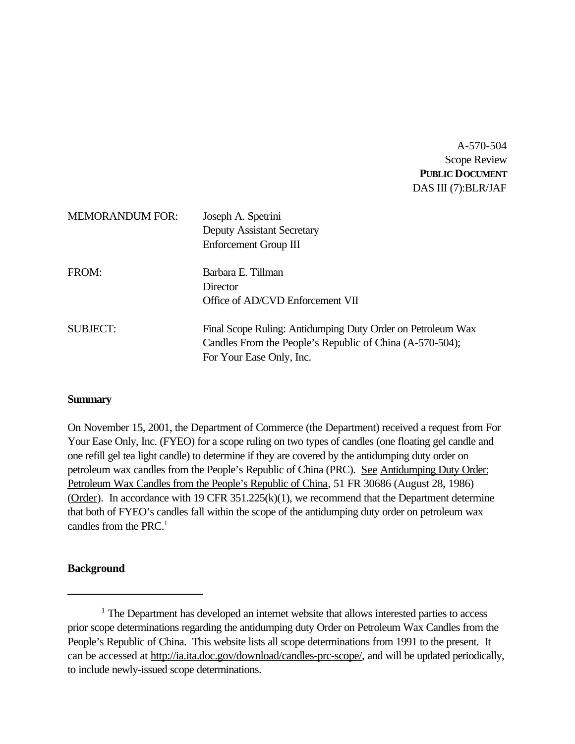A-570-504
Scope Review
**PUBLIC DOCUMENT**
DAS III (7):BLR/JAF

| | |
|---|---|
| MEMORANDUM FOR: | Joseph A. Spetrini<br>Deputy Assistant Secretary<br>Enforcement Group III |
| FROM: | Barbara E. Tillman<br>Director<br>Office of AD/CVD Enforcement VII |
| SUBJECT: | Final Scope Ruling: Antidumping Duty Order on Petroleum Wax Candles From the People's Republic of China (A-570-504); For Your Ease Only, Inc. |

**Summary**

On November 15, 2001, the Department of Commerce (the Department) received a request from For Your Ease Only, Inc. (FYEO) for a scope ruling on two types of candles (one floating gel candle and one refill gel tea light candle) to determine if they are covered by the antidumping duty order on petroleum wax candles from the People's Republic of China (PRC). See Antidumping Duty Order: Petroleum Wax Candles from the People's Republic of China, 51 FR 30686 (August 28, 1986) (Order). In accordance with 19 CFR 351.225(k)(1), we recommend that the Department determine that both of FYEO's candles fall within the scope of the antidumping duty order on petroleum wax candles from the PRC.[1]

**Background**

[1] The Department has developed an internet website that allows interested parties to access prior scope determinations regarding the antidumping duty Order on Petroleum Wax Candles from the People's Republic of China. This website lists all scope determinations from 1991 to the present. It can be accessed at http://ia.ita.doc.gov/download/candles-prc-scope/, and will be updated periodically, to include newly-issued scope determinations.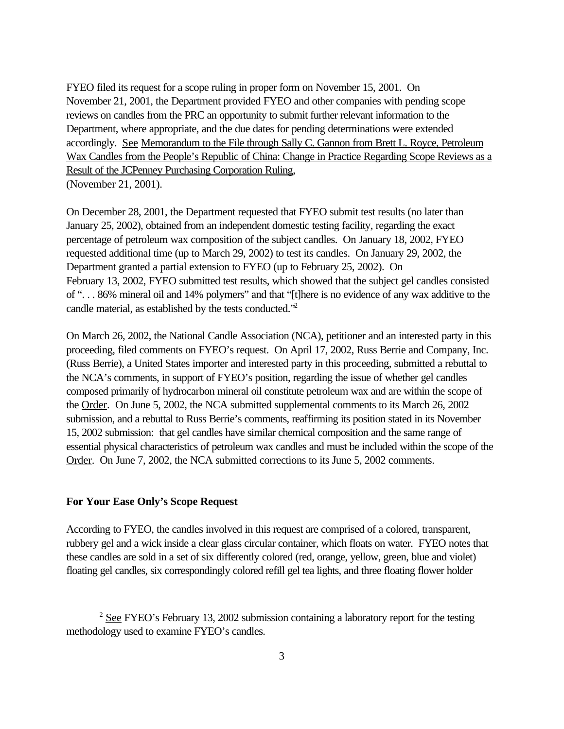FYEO filed its request for a scope ruling in proper form on November 15, 2001. On November 21, 2001, the Department provided FYEO and other companies with pending scope reviews on candles from the PRC an opportunity to submit further relevant information to the Department, where appropriate, and the due dates for pending determinations were extended accordingly. See Memorandum to the File through Sally C. Gannon from Brett L. Royce, Petroleum Wax Candles from the People's Republic of China: Change in Practice Regarding Scope Reviews as a Result of the JCPenney Purchasing Corporation Ruling, (November 21, 2001).

On December 28, 2001, the Department requested that FYEO submit test results (no later than January 25, 2002), obtained from an independent domestic testing facility, regarding the exact percentage of petroleum wax composition of the subject candles. On January 18, 2002, FYEO requested additional time (up to March 29, 2002) to test its candles. On January 29, 2002, the Department granted a partial extension to FYEO (up to February 25, 2002). On February 13, 2002, FYEO submitted test results, which showed that the subject gel candles consisted of ". . . 86% mineral oil and 14% polymers" and that "[t]here is no evidence of any wax additive to the candle material, as established by the tests conducted."[2]

On March 26, 2002, the National Candle Association (NCA), petitioner and an interested party in this proceeding, filed comments on FYEO's request. On April 17, 2002, Russ Berrie and Company, Inc. (Russ Berrie), a United States importer and interested party in this proceeding, submitted a rebuttal to the NCA's comments, in support of FYEO's position, regarding the issue of whether gel candles composed primarily of hydrocarbon mineral oil constitute petroleum wax and are within the scope of the Order. On June 5, 2002, the NCA submitted supplemental comments to its March 26, 2002 submission, and a rebuttal to Russ Berrie's comments, reaffirming its position stated in its November 15, 2002 submission: that gel candles have similar chemical composition and the same range of essential physical characteristics of petroleum wax candles and must be included within the scope of the Order. On June 7, 2002, the NCA submitted corrections to its June 5, 2002 comments.

**For Your Ease Only's Scope Request**

According to FYEO, the candles involved in this request are comprised of a colored, transparent, rubbery gel and a wick inside a clear glass circular container, which floats on water. FYEO notes that these candles are sold in a set of six differently colored (red, orange, yellow, green, blue and violet) floating gel candles, six correspondingly colored refill gel tea lights, and three floating flower holder

[2] See FYEO's February 13, 2002 submission containing a laboratory report for the testing methodology used to examine FYEO's candles.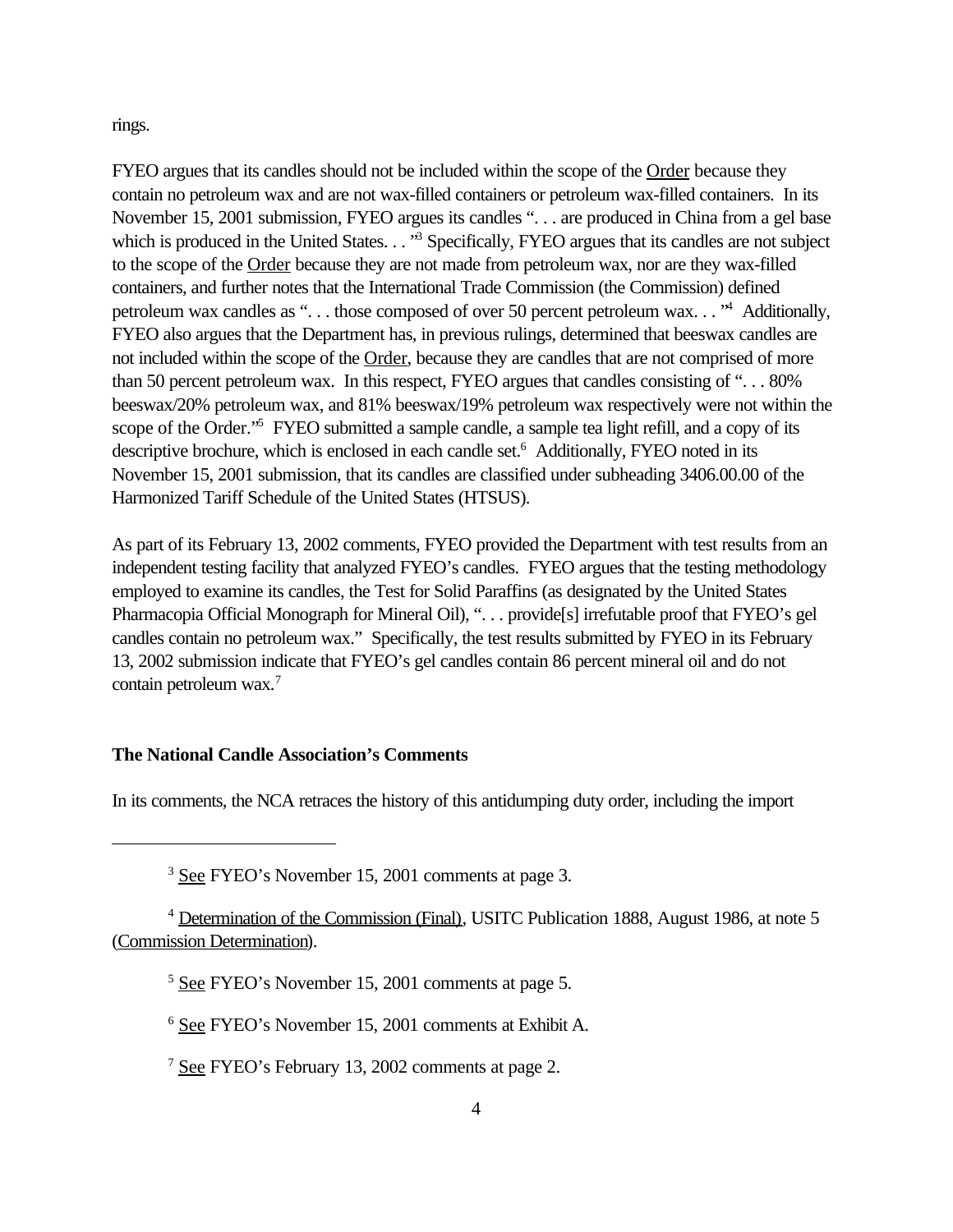rings.

FYEO argues that its candles should not be included within the scope of the Order because they contain no petroleum wax and are not wax-filled containers or petroleum wax-filled containers. In its November 15, 2001 submission, FYEO argues its candles ". . . are produced in China from a gel base which is produced in the United States. . ."[3] Specifically, FYEO argues that its candles are not subject to the scope of the Order because they are not made from petroleum wax, nor are they wax-filled containers, and further notes that the International Trade Commission (the Commission) defined petroleum wax candles as ". . . those composed of over 50 percent petroleum wax. . ."[4] Additionally, FYEO also argues that the Department has, in previous rulings, determined that beeswax candles are not included within the scope of the Order, because they are candles that are not comprised of more than 50 percent petroleum wax. In this respect, FYEO argues that candles consisting of ". . . 80% beeswax/20% petroleum wax, and 81% beeswax/19% petroleum wax respectively were not within the scope of the Order."[5] FYEO submitted a sample candle, a sample tea light refill, and a copy of its descriptive brochure, which is enclosed in each candle set.[6] Additionally, FYEO noted in its November 15, 2001 submission, that its candles are classified under subheading 3406.00.00 of the Harmonized Tariff Schedule of the United States (HTSUS).

As part of its February 13, 2002 comments, FYEO provided the Department with test results from an independent testing facility that analyzed FYEO's candles. FYEO argues that the testing methodology employed to examine its candles, the Test for Solid Paraffins (as designated by the United States Pharmacopia Official Monograph for Mineral Oil), ". . . provide[s] irrefutable proof that FYEO's gel candles contain no petroleum wax." Specifically, the test results submitted by FYEO in its February 13, 2002 submission indicate that FYEO's gel candles contain 86 percent mineral oil and do not contain petroleum wax.[7]

### The National Candle Association's Comments

In its comments, the NCA retraces the history of this antidumping duty order, including the import

---

[3] See FYEO's November 15, 2001 comments at page 3.

[4] Determination of the Commission (Final), USITC Publication 1888, August 1986, at note 5 (Commission Determination).

[5] See FYEO's November 15, 2001 comments at page 5.

[6] See FYEO's November 15, 2001 comments at Exhibit A.

[7] See FYEO's February 13, 2002 comments at page 2.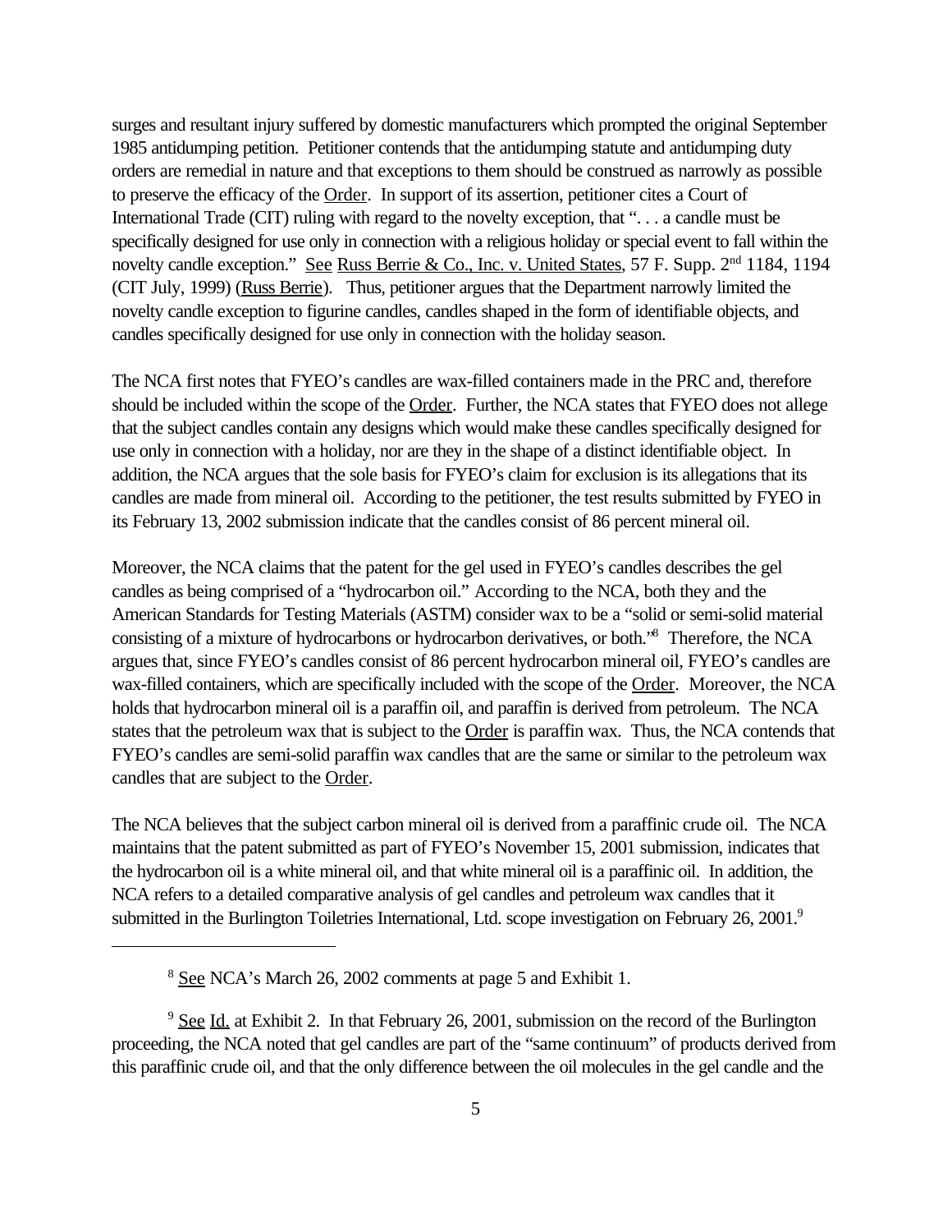surges and resultant injury suffered by domestic manufacturers which prompted the original September 1985 antidumping petition. Petitioner contends that the antidumping statute and antidumping duty orders are remedial in nature and that exceptions to them should be construed as narrowly as possible to preserve the efficacy of the Order. In support of its assertion, petitioner cites a Court of International Trade (CIT) ruling with regard to the novelty exception, that ". . . a candle must be specifically designed for use only in connection with a religious holiday or special event to fall within the novelty candle exception." See Russ Berrie & Co., Inc. v. United States, 57 F. Supp. 2nd 1184, 1194 (CIT July, 1999) (Russ Berrie). Thus, petitioner argues that the Department narrowly limited the novelty candle exception to figurine candles, candles shaped in the form of identifiable objects, and candles specifically designed for use only in connection with the holiday season.

The NCA first notes that FYEO's candles are wax-filled containers made in the PRC and, therefore should be included within the scope of the Order. Further, the NCA states that FYEO does not allege that the subject candles contain any designs which would make these candles specifically designed for use only in connection with a holiday, nor are they in the shape of a distinct identifiable object. In addition, the NCA argues that the sole basis for FYEO's claim for exclusion is its allegations that its candles are made from mineral oil. According to the petitioner, the test results submitted by FYEO in its February 13, 2002 submission indicate that the candles consist of 86 percent mineral oil.

Moreover, the NCA claims that the patent for the gel used in FYEO's candles describes the gel candles as being comprised of a "hydrocarbon oil." According to the NCA, both they and the American Standards for Testing Materials (ASTM) consider wax to be a "solid or semi-solid material consisting of a mixture of hydrocarbons or hydrocarbon derivatives, or both."[8] Therefore, the NCA argues that, since FYEO's candles consist of 86 percent hydrocarbon mineral oil, FYEO's candles are wax-filled containers, which are specifically included with the scope of the Order. Moreover, the NCA holds that hydrocarbon mineral oil is a paraffin oil, and paraffin is derived from petroleum. The NCA states that the petroleum wax that is subject to the Order is paraffin wax. Thus, the NCA contends that FYEO's candles are semi-solid paraffin wax candles that are the same or similar to the petroleum wax candles that are subject to the Order.

The NCA believes that the subject carbon mineral oil is derived from a paraffinic crude oil. The NCA maintains that the patent submitted as part of FYEO's November 15, 2001 submission, indicates that the hydrocarbon oil is a white mineral oil, and that white mineral oil is a paraffinic oil. In addition, the NCA refers to a detailed comparative analysis of gel candles and petroleum wax candles that it submitted in the Burlington Toiletries International, Ltd. scope investigation on February 26, 2001.[9]

---

[8] See NCA's March 26, 2002 comments at page 5 and Exhibit 1.

[9] See Id. at Exhibit 2. In that February 26, 2001, submission on the record of the Burlington proceeding, the NCA noted that gel candles are part of the "same continuum" of products derived from this paraffinic crude oil, and that the only difference between the oil molecules in the gel candle and the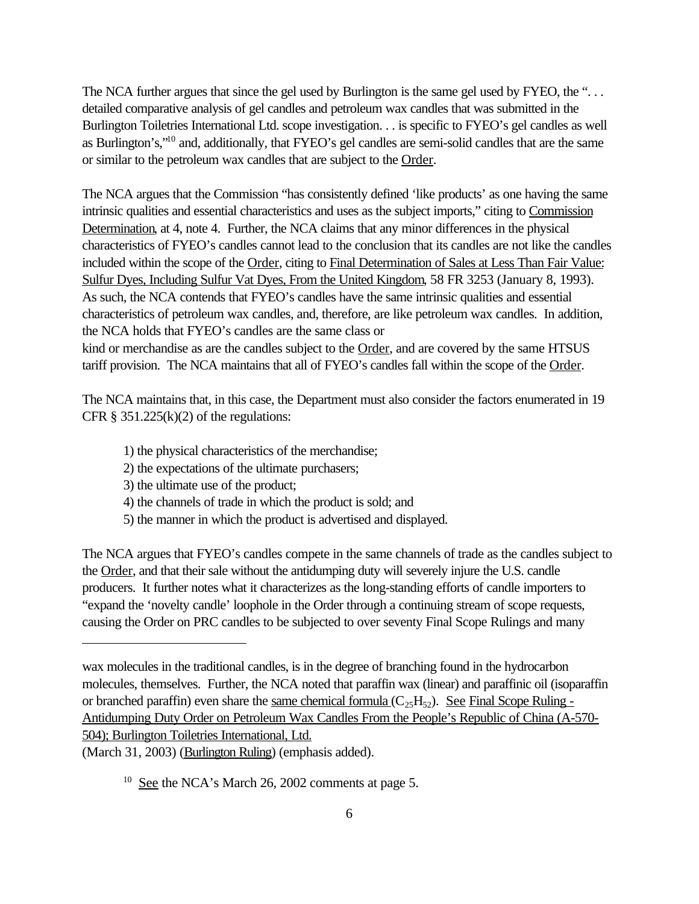The NCA further argues that since the gel used by Burlington is the same gel used by FYEO, the ". . . detailed comparative analysis of gel candles and petroleum wax candles that was submitted in the Burlington Toiletries International Ltd. scope investigation. . . is specific to FYEO's gel candles as well as Burlington's,"[10] and, additionally, that FYEO's gel candles are semi-solid candles that are the same or similar to the petroleum wax candles that are subject to the Order.

The NCA argues that the Commission "has consistently defined 'like products' as one having the same intrinsic qualities and essential characteristics and uses as the subject imports," citing to Commission Determination, at 4, note 4. Further, the NCA claims that any minor differences in the physical characteristics of FYEO's candles cannot lead to the conclusion that its candles are not like the candles included within the scope of the Order, citing to Final Determination of Sales at Less Than Fair Value: Sulfur Dyes, Including Sulfur Vat Dyes, From the United Kingdom, 58 FR 3253 (January 8, 1993). As such, the NCA contends that FYEO's candles have the same intrinsic qualities and essential characteristics of petroleum wax candles, and, therefore, are like petroleum wax candles. In addition, the NCA holds that FYEO's candles are the same class or kind or merchandise as are the candles subject to the Order, and are covered by the same HTSUS tariff provision. The NCA maintains that all of FYEO's candles fall within the scope of the Order.

The NCA maintains that, in this case, the Department must also consider the factors enumerated in 19 CFR § 351.225(k)(2) of the regulations:

1) the physical characteristics of the merchandise;
2) the expectations of the ultimate purchasers;
3) the ultimate use of the product;
4) the channels of trade in which the product is sold; and
5) the manner in which the product is advertised and displayed.

The NCA argues that FYEO's candles compete in the same channels of trade as the candles subject to the Order, and that their sale without the antidumping duty will severely injure the U.S. candle producers. It further notes what it characterizes as the long-standing efforts of candle importers to "expand the 'novelty candle' loophole in the Order through a continuing stream of scope requests, causing the Order on PRC candles to be subjected to over seventy Final Scope Rulings and many

---

wax molecules in the traditional candles, is in the degree of branching found in the hydrocarbon molecules, themselves. Further, the NCA noted that paraffin wax (linear) and paraffinic oil (isoparaffin or branched paraffin) even share the same chemical formula ($C_{25}H_{52}$). See Final Scope Ruling - Antidumping Duty Order on Petroleum Wax Candles From the People's Republic of China (A-570-504); Burlington Toiletries International, Ltd. (March 31, 2003) (Burlington Ruling) (emphasis added).

[10] See the NCA's March 26, 2002 comments at page 5.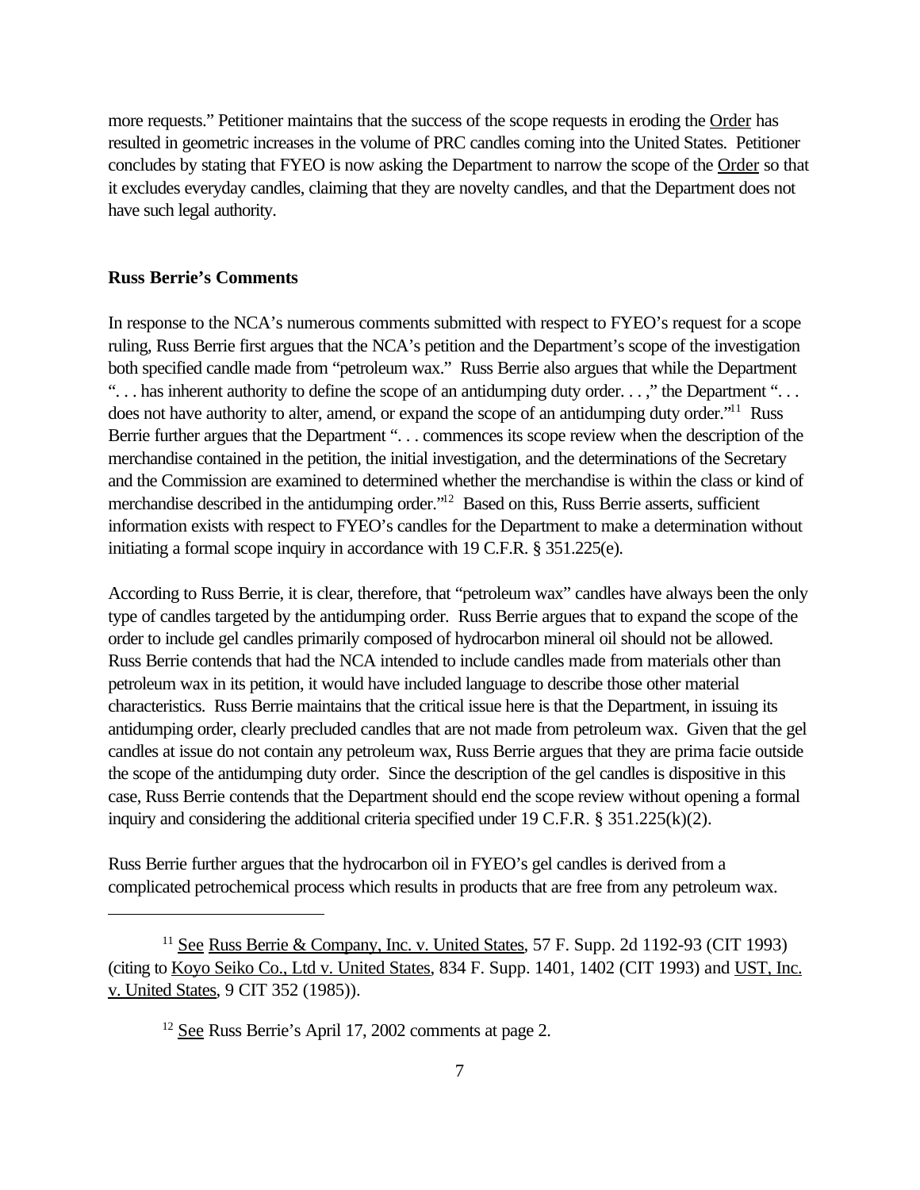more requests." Petitioner maintains that the success of the scope requests in eroding the Order has resulted in geometric increases in the volume of PRC candles coming into the United States. Petitioner concludes by stating that FYEO is now asking the Department to narrow the scope of the Order so that it excludes everyday candles, claiming that they are novelty candles, and that the Department does not have such legal authority.

**Russ Berrie's Comments**

In response to the NCA's numerous comments submitted with respect to FYEO's request for a scope ruling, Russ Berrie first argues that the NCA's petition and the Department's scope of the investigation both specified candle made from "petroleum wax." Russ Berrie also argues that while the Department ". . . has inherent authority to define the scope of an antidumping duty order. . . ," the Department ". . . does not have authority to alter, amend, or expand the scope of an antidumping duty order."[11] Russ Berrie further argues that the Department ". . . commences its scope review when the description of the merchandise contained in the petition, the initial investigation, and the determinations of the Secretary and the Commission are examined to determined whether the merchandise is within the class or kind of merchandise described in the antidumping order."[12] Based on this, Russ Berrie asserts, sufficient information exists with respect to FYEO's candles for the Department to make a determination without initiating a formal scope inquiry in accordance with 19 C.F.R. § 351.225(e).

According to Russ Berrie, it is clear, therefore, that "petroleum wax" candles have always been the only type of candles targeted by the antidumping order. Russ Berrie argues that to expand the scope of the order to include gel candles primarily composed of hydrocarbon mineral oil should not be allowed. Russ Berrie contends that had the NCA intended to include candles made from materials other than petroleum wax in its petition, it would have included language to describe those other material characteristics. Russ Berrie maintains that the critical issue here is that the Department, in issuing its antidumping order, clearly precluded candles that are not made from petroleum wax. Given that the gel candles at issue do not contain any petroleum wax, Russ Berrie argues that they are prima facie outside the scope of the antidumping duty order. Since the description of the gel candles is dispositive in this case, Russ Berrie contends that the Department should end the scope review without opening a formal inquiry and considering the additional criteria specified under 19 C.F.R. § 351.225(k)(2).

Russ Berrie further argues that the hydrocarbon oil in FYEO's gel candles is derived from a complicated petrochemical process which results in products that are free from any petroleum wax.

---

[11] See Russ Berrie & Company, Inc. v. United States, 57 F. Supp. 2d 1192-93 (CIT 1993) (citing to Koyo Seiko Co., Ltd v. United States, 834 F. Supp. 1401, 1402 (CIT 1993) and UST, Inc. v. United States, 9 CIT 352 (1985)).

[12] See Russ Berrie's April 17, 2002 comments at page 2.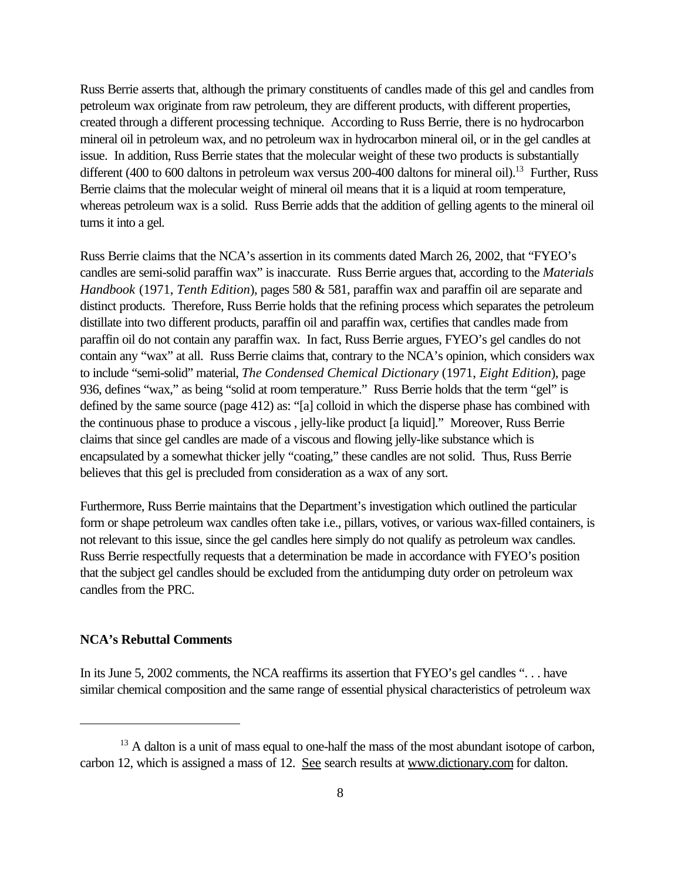Russ Berrie asserts that, although the primary constituents of candles made of this gel and candles from petroleum wax originate from raw petroleum, they are different products, with different properties, created through a different processing technique. According to Russ Berrie, there is no hydrocarbon mineral oil in petroleum wax, and no petroleum wax in hydrocarbon mineral oil, or in the gel candles at issue. In addition, Russ Berrie states that the molecular weight of these two products is substantially different (400 to 600 daltons in petroleum wax versus 200-400 daltons for mineral oil).[13] Further, Russ Berrie claims that the molecular weight of mineral oil means that it is a liquid at room temperature, whereas petroleum wax is a solid. Russ Berrie adds that the addition of gelling agents to the mineral oil turns it into a gel.

Russ Berrie claims that the NCA's assertion in its comments dated March 26, 2002, that "FYEO's candles are semi-solid paraffin wax" is inaccurate. Russ Berrie argues that, according to the *Materials Handbook* (1971, *Tenth Edition*), pages 580 & 581, paraffin wax and paraffin oil are separate and distinct products. Therefore, Russ Berrie holds that the refining process which separates the petroleum distillate into two different products, paraffin oil and paraffin wax, certifies that candles made from paraffin oil do not contain any paraffin wax. In fact, Russ Berrie argues, FYEO's gel candles do not contain any "wax" at all. Russ Berrie claims that, contrary to the NCA's opinion, which considers wax to include "semi-solid" material, *The Condensed Chemical Dictionary* (1971, *Eight Edition*), page 936, defines "wax," as being "solid at room temperature." Russ Berrie holds that the term "gel" is defined by the same source (page 412) as: "[a] colloid in which the disperse phase has combined with the continuous phase to produce a viscous , jelly-like product [a liquid]." Moreover, Russ Berrie claims that since gel candles are made of a viscous and flowing jelly-like substance which is encapsulated by a somewhat thicker jelly "coating," these candles are not solid. Thus, Russ Berrie believes that this gel is precluded from consideration as a wax of any sort.

Furthermore, Russ Berrie maintains that the Department's investigation which outlined the particular form or shape petroleum wax candles often take i.e., pillars, votives, or various wax-filled containers, is not relevant to this issue, since the gel candles here simply do not qualify as petroleum wax candles. Russ Berrie respectfully requests that a determination be made in accordance with FYEO's position that the subject gel candles should be excluded from the antidumping duty order on petroleum wax candles from the PRC.

**NCA's Rebuttal Comments**

In its June 5, 2002 comments, the NCA reaffirms its assertion that FYEO's gel candles ". . . have similar chemical composition and the same range of essential physical characteristics of petroleum wax

---

[13] A dalton is a unit of mass equal to one-half the mass of the most abundant isotope of carbon, carbon 12, which is assigned a mass of 12. See search results at www.dictionary.com for dalton.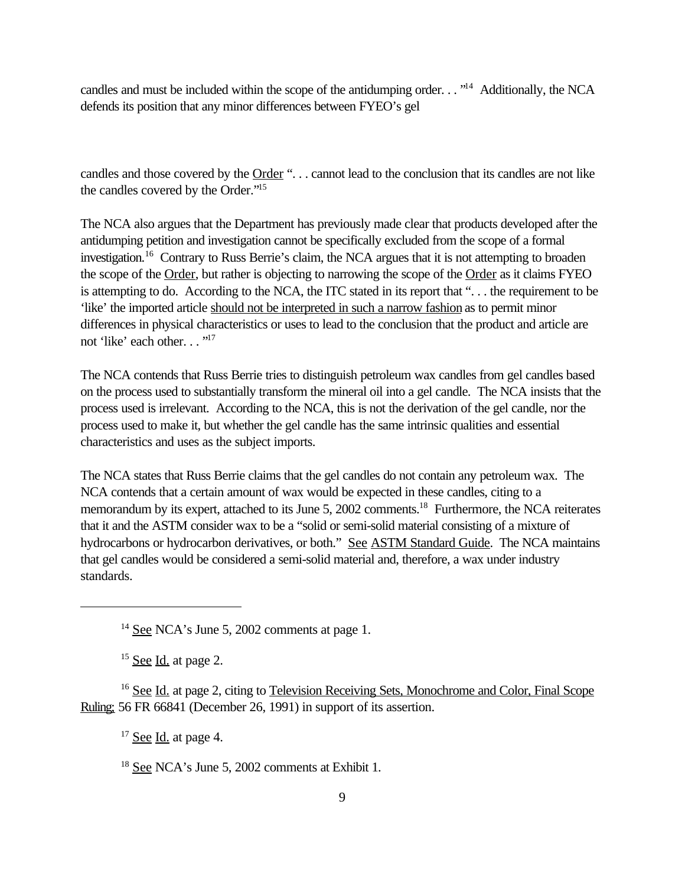candles and must be included within the scope of the antidumping order. . . "[14] Additionally, the NCA defends its position that any minor differences between FYEO's gel

candles and those covered by the Order ". . . cannot lead to the conclusion that its candles are not like the candles covered by the Order."[15]

The NCA also argues that the Department has previously made clear that products developed after the antidumping petition and investigation cannot be specifically excluded from the scope of a formal investigation.[16] Contrary to Russ Berrie's claim, the NCA argues that it is not attempting to broaden the scope of the Order, but rather is objecting to narrowing the scope of the Order as it claims FYEO is attempting to do. According to the NCA, the ITC stated in its report that ". . . the requirement to be 'like' the imported article should not be interpreted in such a narrow fashion as to permit minor differences in physical characteristics or uses to lead to the conclusion that the product and article are not 'like' each other. . . "[17]

The NCA contends that Russ Berrie tries to distinguish petroleum wax candles from gel candles based on the process used to substantially transform the mineral oil into a gel candle. The NCA insists that the process used is irrelevant. According to the NCA, this is not the derivation of the gel candle, nor the process used to make it, but whether the gel candle has the same intrinsic qualities and essential characteristics and uses as the subject imports.

The NCA states that Russ Berrie claims that the gel candles do not contain any petroleum wax. The NCA contends that a certain amount of wax would be expected in these candles, citing to a memorandum by its expert, attached to its June 5, 2002 comments.[18] Furthermore, the NCA reiterates that it and the ASTM consider wax to be a "solid or semi-solid material consisting of a mixture of hydrocarbons or hydrocarbon derivatives, or both." See ASTM Standard Guide. The NCA maintains that gel candles would be considered a semi-solid material and, therefore, a wax under industry standards.

---

[14] See NCA's June 5, 2002 comments at page 1.

[15] See Id. at page 2.

[16] See Id. at page 2, citing to Television Receiving Sets, Monochrome and Color, Final Scope Ruling; 56 FR 66841 (December 26, 1991) in support of its assertion.

[17] See Id. at page 4.

[18] See NCA's June 5, 2002 comments at Exhibit 1.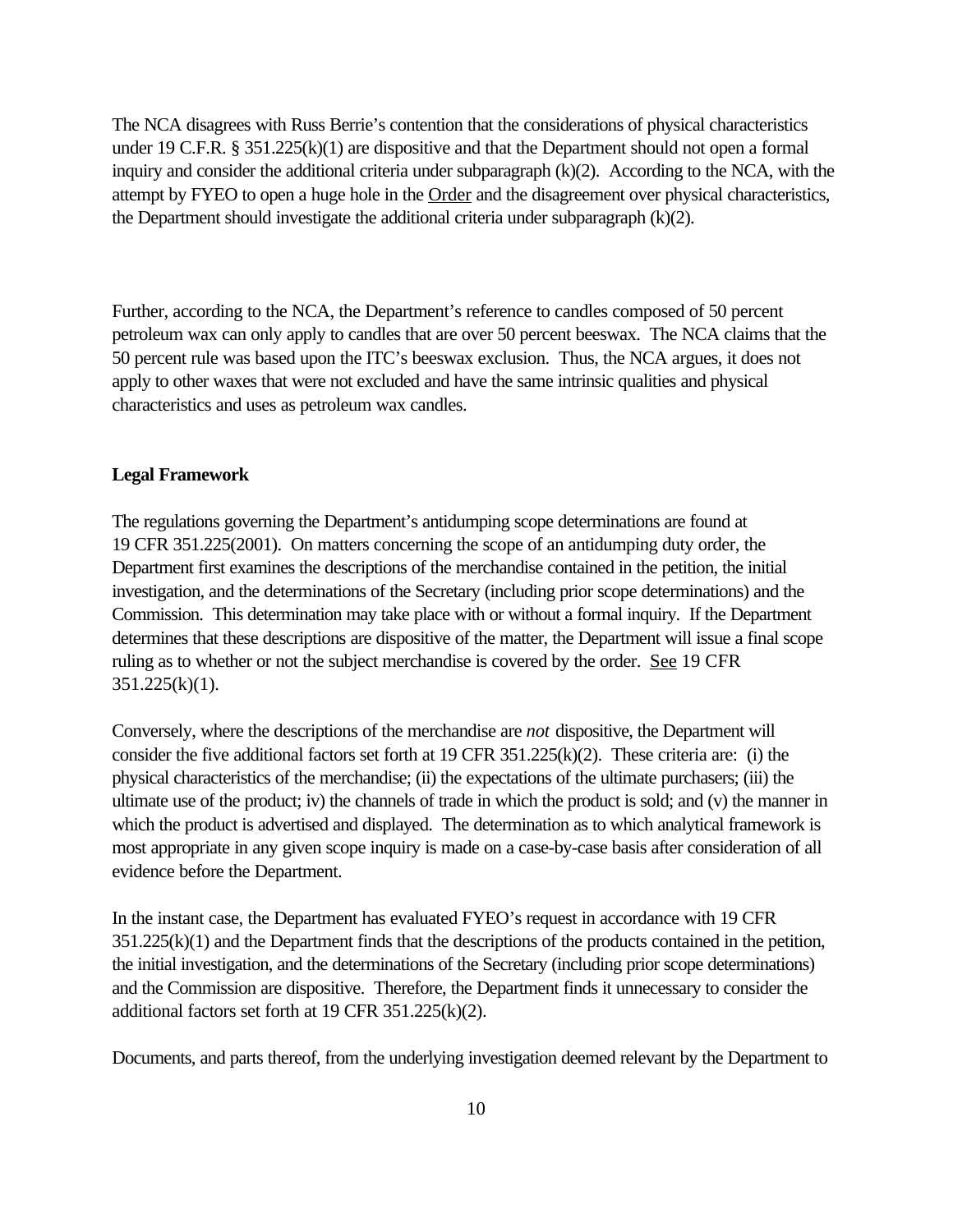The NCA disagrees with Russ Berrie's contention that the considerations of physical characteristics under 19 C.F.R. § 351.225(k)(1) are dispositive and that the Department should not open a formal inquiry and consider the additional criteria under subparagraph (k)(2). According to the NCA, with the attempt by FYEO to open a huge hole in the Order and the disagreement over physical characteristics, the Department should investigate the additional criteria under subparagraph (k)(2).

Further, according to the NCA, the Department's reference to candles composed of 50 percent petroleum wax can only apply to candles that are over 50 percent beeswax. The NCA claims that the 50 percent rule was based upon the ITC's beeswax exclusion. Thus, the NCA argues, it does not apply to other waxes that were not excluded and have the same intrinsic qualities and physical characteristics and uses as petroleum wax candles.

**Legal Framework**

The regulations governing the Department's antidumping scope determinations are found at 19 CFR 351.225(2001). On matters concerning the scope of an antidumping duty order, the Department first examines the descriptions of the merchandise contained in the petition, the initial investigation, and the determinations of the Secretary (including prior scope determinations) and the Commission. This determination may take place with or without a formal inquiry. If the Department determines that these descriptions are dispositive of the matter, the Department will issue a final scope ruling as to whether or not the subject merchandise is covered by the order. See 19 CFR 351.225(k)(1).

Conversely, where the descriptions of the merchandise are *not* dispositive, the Department will consider the five additional factors set forth at 19 CFR 351.225(k)(2). These criteria are: (i) the physical characteristics of the merchandise; (ii) the expectations of the ultimate purchasers; (iii) the ultimate use of the product; iv) the channels of trade in which the product is sold; and (v) the manner in which the product is advertised and displayed. The determination as to which analytical framework is most appropriate in any given scope inquiry is made on a case-by-case basis after consideration of all evidence before the Department.

In the instant case, the Department has evaluated FYEO's request in accordance with 19 CFR 351.225(k)(1) and the Department finds that the descriptions of the products contained in the petition, the initial investigation, and the determinations of the Secretary (including prior scope determinations) and the Commission are dispositive. Therefore, the Department finds it unnecessary to consider the additional factors set forth at 19 CFR 351.225(k)(2).

Documents, and parts thereof, from the underlying investigation deemed relevant by the Department to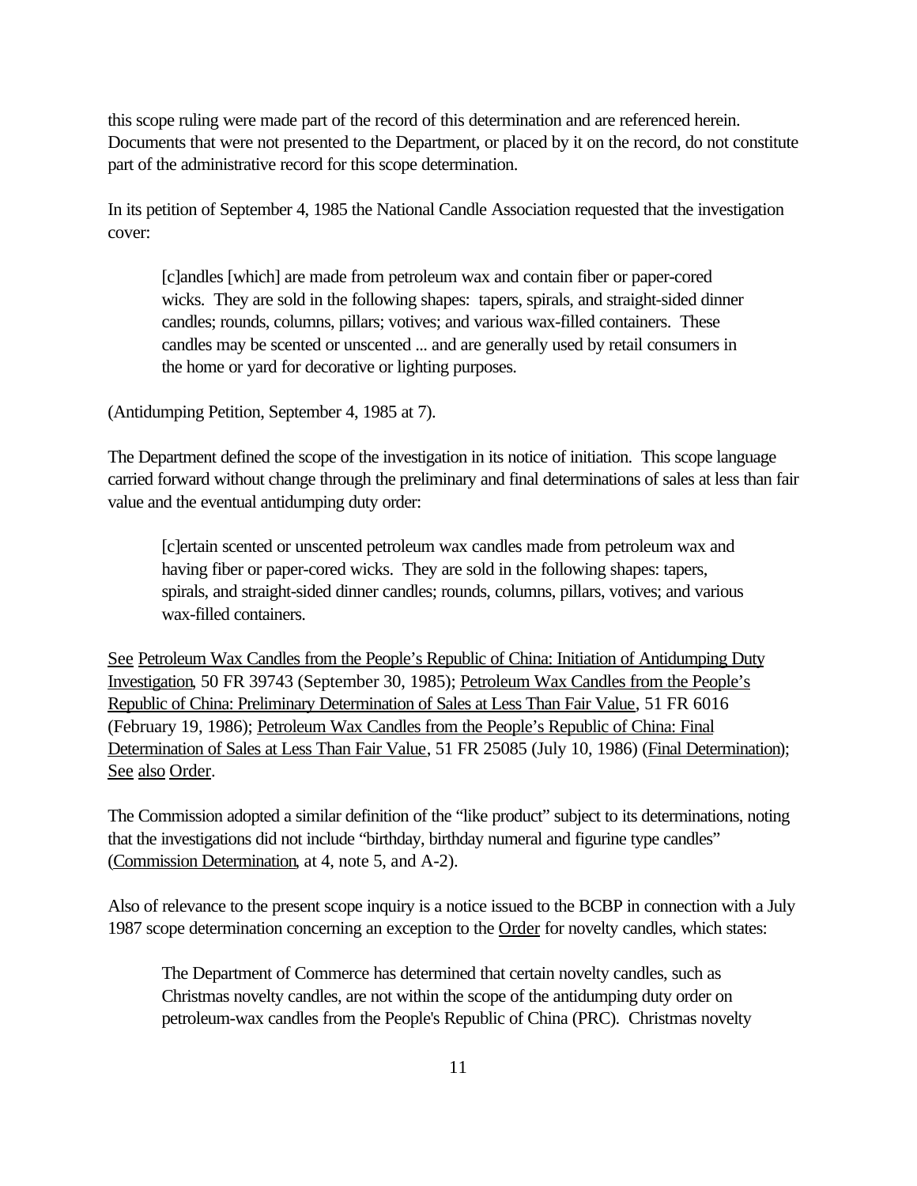this scope ruling were made part of the record of this determination and are referenced herein. Documents that were not presented to the Department, or placed by it on the record, do not constitute part of the administrative record for this scope determination.

In its petition of September 4, 1985 the National Candle Association requested that the investigation cover:

> [c]andles [which] are made from petroleum wax and contain fiber or paper-cored wicks. They are sold in the following shapes: tapers, spirals, and straight-sided dinner candles; rounds, columns, pillars; votives; and various wax-filled containers. These candles may be scented or unscented ... and are generally used by retail consumers in the home or yard for decorative or lighting purposes.

(Antidumping Petition, September 4, 1985 at 7).

The Department defined the scope of the investigation in its notice of initiation. This scope language carried forward without change through the preliminary and final determinations of sales at less than fair value and the eventual antidumping duty order:

> [c]ertain scented or unscented petroleum wax candles made from petroleum wax and having fiber or paper-cored wicks. They are sold in the following shapes: tapers, spirals, and straight-sided dinner candles; rounds, columns, pillars, votives; and various wax-filled containers.

See Petroleum Wax Candles from the People's Republic of China: Initiation of Antidumping Duty Investigation, 50 FR 39743 (September 30, 1985); Petroleum Wax Candles from the People's Republic of China: Preliminary Determination of Sales at Less Than Fair Value, 51 FR 6016 (February 19, 1986); Petroleum Wax Candles from the People's Republic of China: Final Determination of Sales at Less Than Fair Value, 51 FR 25085 (July 10, 1986) (Final Determination); See also Order.

The Commission adopted a similar definition of the "like product" subject to its determinations, noting that the investigations did not include "birthday, birthday numeral and figurine type candles" (Commission Determination, at 4, note 5, and A-2).

Also of relevance to the present scope inquiry is a notice issued to the BCBP in connection with a July 1987 scope determination concerning an exception to the Order for novelty candles, which states:

> The Department of Commerce has determined that certain novelty candles, such as Christmas novelty candles, are not within the scope of the antidumping duty order on petroleum-wax candles from the People's Republic of China (PRC). Christmas novelty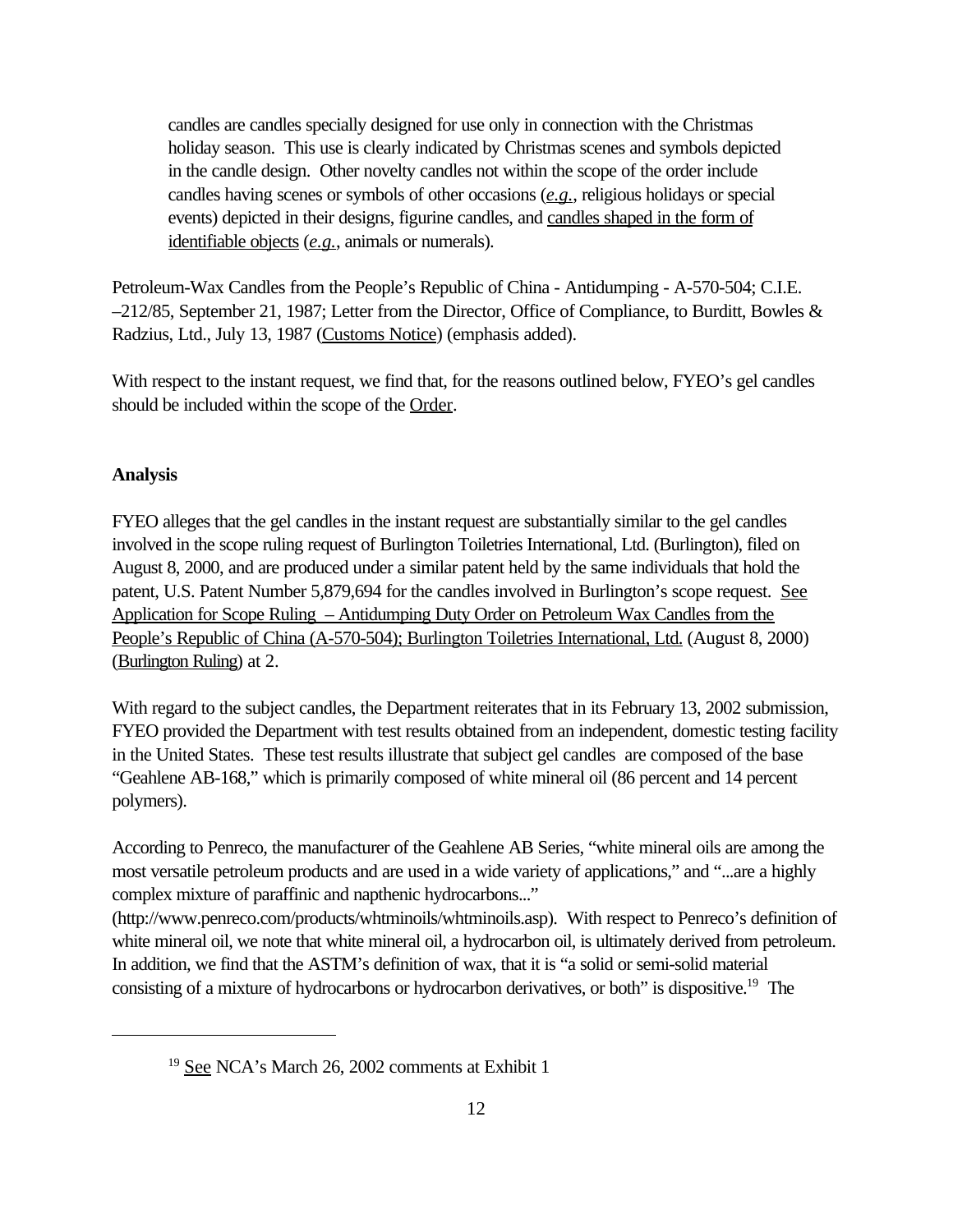> candles are candles specially designed for use only in connection with the Christmas holiday season. This use is clearly indicated by Christmas scenes and symbols depicted in the candle design. Other novelty candles not within the scope of the order include candles having scenes or symbols of other occasions (*e.g.*, religious holidays or special events) depicted in their designs, figurine candles, and candles shaped in the form of identifiable objects (*e.g.*, animals or numerals).

Petroleum-Wax Candles from the People's Republic of China - Antidumping - A-570-504; C.I.E. –212/85, September 21, 1987; Letter from the Director, Office of Compliance, to Burditt, Bowles & Radzius, Ltd., July 13, 1987 (Customs Notice) (emphasis added).

With respect to the instant request, we find that, for the reasons outlined below, FYEO's gel candles should be included within the scope of the Order.

**Analysis**

FYEO alleges that the gel candles in the instant request are substantially similar to the gel candles involved in the scope ruling request of Burlington Toiletries International, Ltd. (Burlington), filed on August 8, 2000, and are produced under a similar patent held by the same individuals that hold the patent, U.S. Patent Number 5,879,694 for the candles involved in Burlington's scope request. See Application for Scope Ruling – Antidumping Duty Order on Petroleum Wax Candles from the People's Republic of China (A-570-504); Burlington Toiletries International, Ltd. (August 8, 2000) (Burlington Ruling) at 2.

With regard to the subject candles, the Department reiterates that in its February 13, 2002 submission, FYEO provided the Department with test results obtained from an independent, domestic testing facility in the United States. These test results illustrate that subject gel candles are composed of the base "Geahlene AB-168," which is primarily composed of white mineral oil (86 percent and 14 percent polymers).

According to Penreco, the manufacturer of the Geahlene AB Series, "white mineral oils are among the most versatile petroleum products and are used in a wide variety of applications," and "...are a highly complex mixture of paraffinic and napthenic hydrocarbons..." (http://www.penreco.com/products/whtminoils/whtminoils.asp). With respect to Penreco's definition of white mineral oil, we note that white mineral oil, a hydrocarbon oil, is ultimately derived from petroleum. In addition, we find that the ASTM's definition of wax, that it is "a solid or semi-solid material consisting of a mixture of hydrocarbons or hydrocarbon derivatives, or both" is dispositive.[19] The

---

[19] See NCA's March 26, 2002 comments at Exhibit 1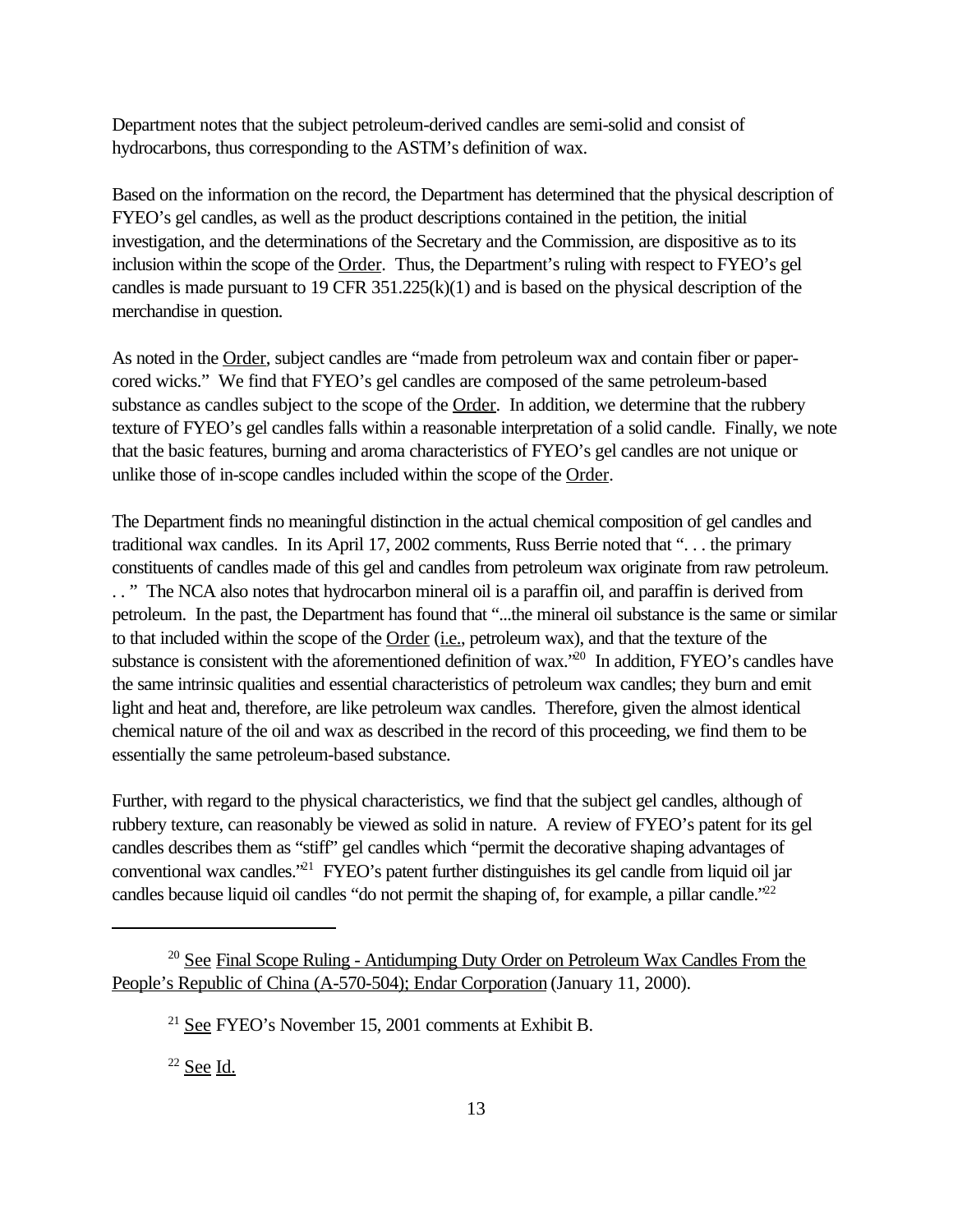Department notes that the subject petroleum-derived candles are semi-solid and consist of hydrocarbons, thus corresponding to the ASTM's definition of wax.

Based on the information on the record, the Department has determined that the physical description of FYEO's gel candles, as well as the product descriptions contained in the petition, the initial investigation, and the determinations of the Secretary and the Commission, are dispositive as to its inclusion within the scope of the Order. Thus, the Department's ruling with respect to FYEO's gel candles is made pursuant to 19 CFR 351.225(k)(1) and is based on the physical description of the merchandise in question.

As noted in the Order, subject candles are "made from petroleum wax and contain fiber or paper-cored wicks." We find that FYEO's gel candles are composed of the same petroleum-based substance as candles subject to the scope of the Order. In addition, we determine that the rubbery texture of FYEO's gel candles falls within a reasonable interpretation of a solid candle. Finally, we note that the basic features, burning and aroma characteristics of FYEO's gel candles are not unique or unlike those of in-scope candles included within the scope of the Order.

The Department finds no meaningful distinction in the actual chemical composition of gel candles and traditional wax candles. In its April 17, 2002 comments, Russ Berrie noted that ". . . the primary constituents of candles made of this gel and candles from petroleum wax originate from raw petroleum. . . " The NCA also notes that hydrocarbon mineral oil is a paraffin oil, and paraffin is derived from petroleum. In the past, the Department has found that "...the mineral oil substance is the same or similar to that included within the scope of the Order (i.e., petroleum wax), and that the texture of the substance is consistent with the aforementioned definition of wax."[20] In addition, FYEO's candles have the same intrinsic qualities and essential characteristics of petroleum wax candles; they burn and emit light and heat and, therefore, are like petroleum wax candles. Therefore, given the almost identical chemical nature of the oil and wax as described in the record of this proceeding, we find them to be essentially the same petroleum-based substance.

Further, with regard to the physical characteristics, we find that the subject gel candles, although of rubbery texture, can reasonably be viewed as solid in nature. A review of FYEO's patent for its gel candles describes them as "stiff" gel candles which "permit the decorative shaping advantages of conventional wax candles."[21] FYEO's patent further distinguishes its gel candle from liquid oil jar candles because liquid oil candles "do not permit the shaping of, for example, a pillar candle."[22]

---

[20] See Final Scope Ruling - Antidumping Duty Order on Petroleum Wax Candles From the People's Republic of China (A-570-504); Endar Corporation (January 11, 2000).

[21] See FYEO's November 15, 2001 comments at Exhibit B.

[22] See Id.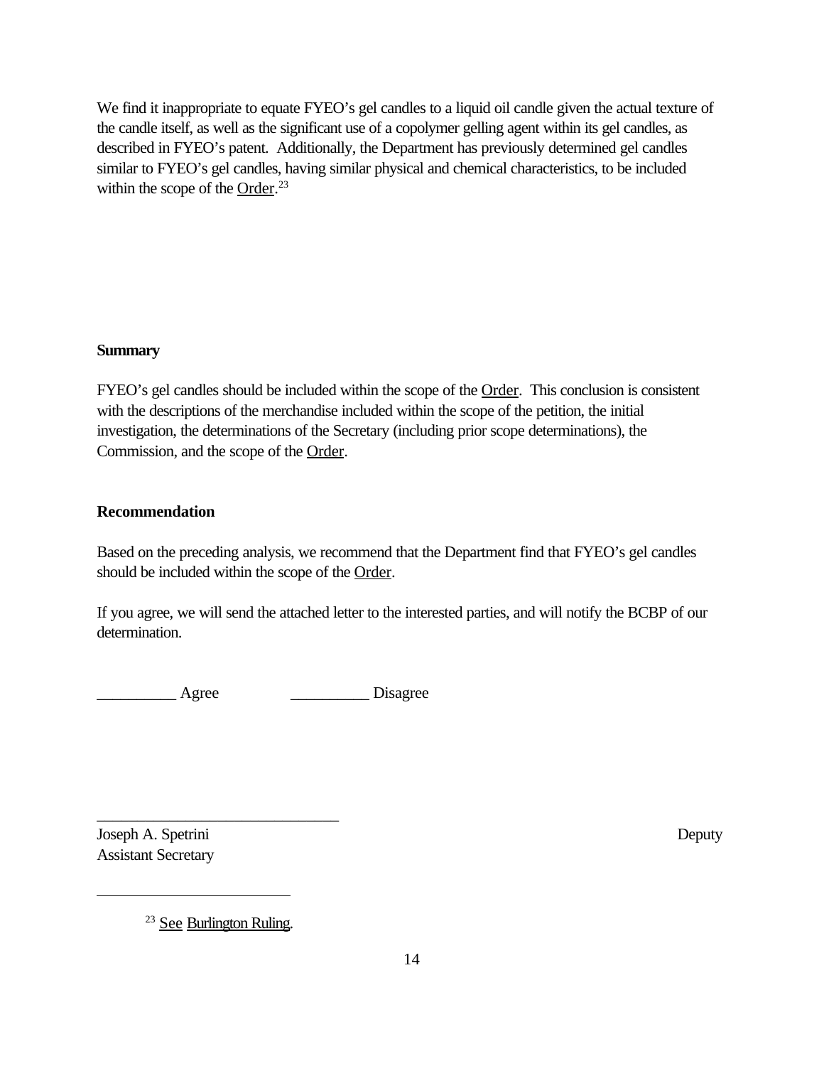We find it inappropriate to equate FYEO's gel candles to a liquid oil candle given the actual texture of the candle itself, as well as the significant use of a copolymer gelling agent within its gel candles, as described in FYEO's patent. Additionally, the Department has previously determined gel candles similar to FYEO's gel candles, having similar physical and chemical characteristics, to be included within the scope of the Order.[23]

**Summary**

FYEO's gel candles should be included within the scope of the Order. This conclusion is consistent with the descriptions of the merchandise included within the scope of the petition, the initial investigation, the determinations of the Secretary (including prior scope determinations), the Commission, and the scope of the Order.

**Recommendation**

Based on the preceding analysis, we recommend that the Department find that FYEO's gel candles should be included within the scope of the Order.

If you agree, we will send the attached letter to the interested parties, and will notify the BCBP of our determination.

__________ Agree __________ Disagree

______________________________
Joseph A. Spetrini Deputy
Assistant Secretary

---

[23] See Burlington Ruling.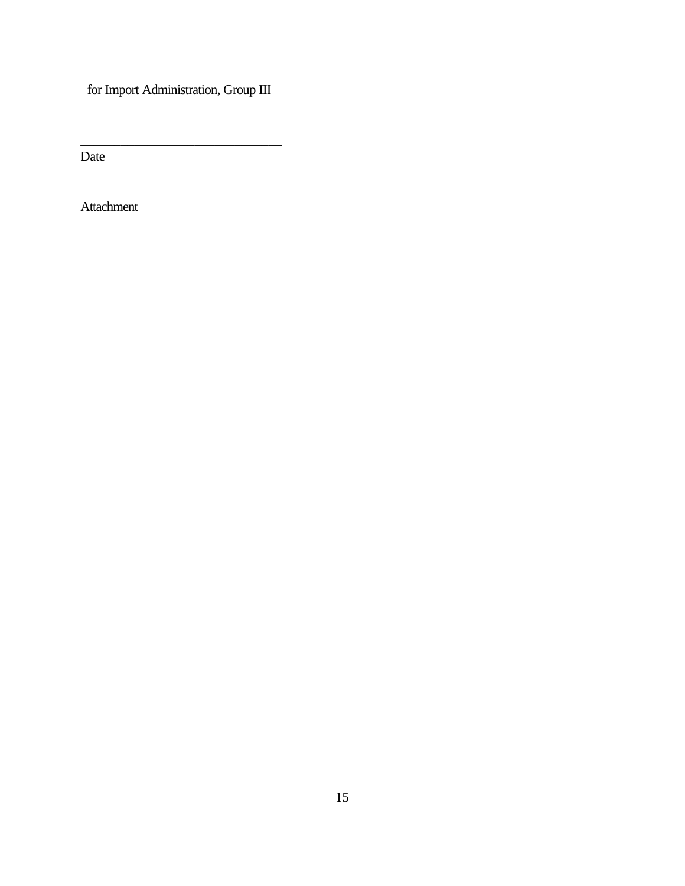for Import Administration, Group III

\_\_\_\_\_\_\_\_\_\_\_\_\_\_\_\_\_\_\_\_\_\_\_\_\_\_\_\_\_\_

Date

Attachment